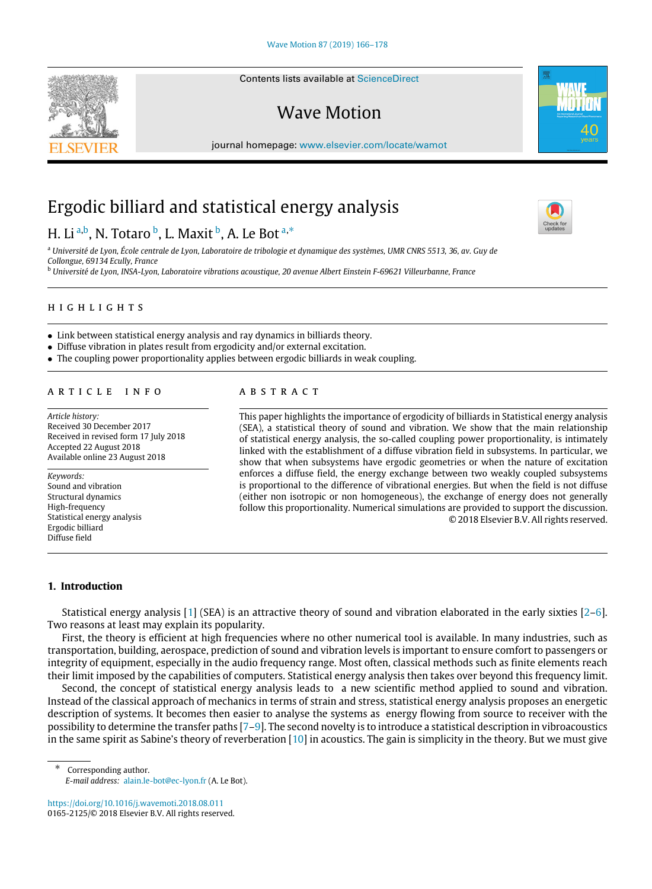# Ergodic billiard and statistical energy analysis

H. Li [a,b], N. Totaro [b], L. Maxit [b], A. Le Bot [a,*]

[a] Université de Lyon, École centrale de Lyon, Laboratoire de tribologie et dynamique des systèmes, UMR CNRS 5513, 36, av. Guy de Collongue, 69134 Ecully, France
[b] Université de Lyon, INSA-Lyon, Laboratoire vibrations acoustique, 20 avenue Albert Einstein F-69621 Villeurbanne, France

## HIGHLIGHTS

- Link between statistical energy analysis and ray dynamics in billiards theory.
- Diffuse vibration in plates result from ergodicity and/or external excitation.
- The coupling power proportionality applies between ergodic billiards in weak coupling.

## ARTICLE INFO

*Article history:*
Received 30 December 2017
Received in revised form 17 July 2018
Accepted 22 August 2018
Available online 23 August 2018

*Keywords:*
Sound and vibration
Structural dynamics
High-frequency
Statistical energy analysis
Ergodic billiard
Diffuse field

## ABSTRACT

This paper highlights the importance of ergodicity of billiards in Statistical energy analysis (SEA), a statistical theory of sound and vibration. We show that the main relationship of statistical energy analysis, the so-called coupling power proportionality, is intimately linked with the establishment of a diffuse vibration field in subsystems. In particular, we show that when subsystems have ergodic geometries or when the nature of excitation enforces a diffuse field, the energy exchange between two weakly coupled subsystems is proportional to the difference of vibrational energies. But when the field is not diffuse (either non isotropic or non homogeneous), the exchange of energy does not generally follow this proportionality. Numerical simulations are provided to support the discussion.

© 2018 Elsevier B.V. All rights reserved.

## 1. Introduction

Statistical energy analysis [1] (SEA) is an attractive theory of sound and vibration elaborated in the early sixties [2–6]. Two reasons at least may explain its popularity.

First, the theory is efficient at high frequencies where no other numerical tool is available. In many industries, such as transportation, building, aerospace, prediction of sound and vibration levels is important to ensure comfort to passengers or integrity of equipment, especially in the audio frequency range. Most often, classical methods such as finite elements reach their limit imposed by the capabilities of computers. Statistical energy analysis then takes over beyond this frequency limit.

Second, the concept of statistical energy analysis leads to a new scientific method applied to sound and vibration. Instead of the classical approach of mechanics in terms of strain and stress, statistical energy analysis proposes an energetic description of systems. It becomes then easier to analyse the systems as energy flowing from source to receiver with the possibility to determine the transfer paths [7–9]. The second novelty is to introduce a statistical description in vibroacoustics in the same spirit as Sabine's theory of reverberation [10] in acoustics. The gain is simplicity in the theory. But we must give

\* Corresponding author.
*E-mail address:* alain.le-bot@ec-lyon.fr (A. Le Bot).

https://doi.org/10.1016/j.wavemoti.2018.08.011
0165-2125/© 2018 Elsevier B.V. All rights reserved.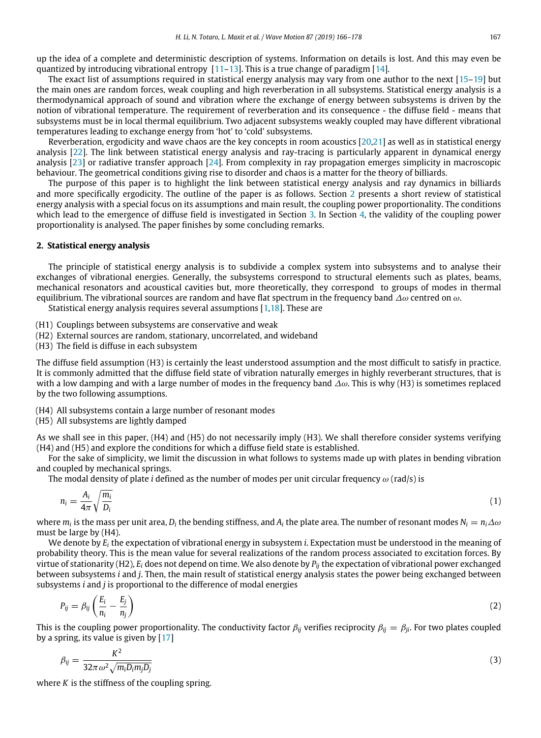up the idea of a complete and deterministic description of systems. Information on details is lost. And this may even be quantized by introducing vibrational entropy [11–13]. This is a true change of paradigm [14].

The exact list of assumptions required in statistical energy analysis may vary from one author to the next [15–19] but the main ones are random forces, weak coupling and high reverberation in all subsystems. Statistical energy analysis is a thermodynamical approach of sound and vibration where the exchange of energy between subsystems is driven by the notion of vibrational temperature. The requirement of reverberation and its consequence - the diffuse field - means that subsystems must be in local thermal equilibrium. Two adjacent subsystems weakly coupled may have different vibrational temperatures leading to exchange energy from 'hot' to 'cold' subsystems.

Reverberation, ergodicity and wave chaos are the key concepts in room acoustics [20,21] as well as in statistical energy analysis [22]. The link between statistical energy analysis and ray-tracing is particularly apparent in dynamical energy analysis [23] or radiative transfer approach [24]. From complexity in ray propagation emerges simplicity in macroscopic behaviour. The geometrical conditions giving rise to disorder and chaos is a matter for the theory of billiards.

The purpose of this paper is to highlight the link between statistical energy analysis and ray dynamics in billiards and more specifically ergodicity. The outline of the paper is as follows. Section 2 presents a short review of statistical energy analysis with a special focus on its assumptions and main result, the coupling power proportionality. The conditions which lead to the emergence of diffuse field is investigated in Section 3. In Section 4, the validity of the coupling power proportionality is analysed. The paper finishes by some concluding remarks.

## 2. Statistical energy analysis

The principle of statistical energy analysis is to subdivide a complex system into subsystems and to analyse their exchanges of vibrational energies. Generally, the subsystems correspond to structural elements such as plates, beams, mechanical resonators and acoustical cavities but, more theoretically, they correspond to groups of modes in thermal equilibrium. The vibrational sources are random and have flat spectrum in the frequency band $\Delta\omega$ centred on $\omega$.

Statistical energy analysis requires several assumptions [1,18]. These are

(H1) Couplings between subsystems are conservative and weak
(H2) External sources are random, stationary, uncorrelated, and wideband
(H3) The field is diffuse in each subsystem

The diffuse field assumption (H3) is certainly the least understood assumption and the most difficult to satisfy in practice. It is commonly admitted that the diffuse field state of vibration naturally emerges in highly reverberant structures, that is with a low damping and with a large number of modes in the frequency band $\Delta\omega$. This is why (H3) is sometimes replaced by the two following assumptions.

(H4) All subsystems contain a large number of resonant modes
(H5) All subsystems are lightly damped

As we shall see in this paper, (H4) and (H5) do not necessarily imply (H3). We shall therefore consider systems verifying (H4) and (H5) and explore the conditions for which a diffuse field state is established.

For the sake of simplicity, we limit the discussion in what follows to systems made up with plates in bending vibration and coupled by mechanical springs.

The modal density of plate $i$ defined as the number of modes per unit circular frequency $\omega$ (rad/s) is

$$n_i = \frac{A_i}{4\pi}\sqrt{\frac{m_i}{D_i}} \tag{1}$$

where $m_i$ is the mass per unit area, $D_i$ the bending stiffness, and $A_i$ the plate area. The number of resonant modes $N_i = n_i\Delta\omega$ must be large by (H4).

We denote by $E_i$ the expectation of vibrational energy in subsystem $i$. Expectation must be understood in the meaning of probability theory. This is the mean value for several realizations of the random process associated to excitation forces. By virtue of stationarity (H2), $E_i$ does not depend on time. We also denote by $P_{ij}$ the expectation of vibrational power exchanged between subsystems $i$ and $j$. Then, the main result of statistical energy analysis states the power being exchanged between subsystems $i$ and $j$ is proportional to the difference of modal energies

$$P_{ij} = \beta_{ij}\left(\frac{E_i}{n_i} - \frac{E_j}{n_j}\right) \tag{2}$$

This is the coupling power proportionality. The conductivity factor $\beta_{ij}$ verifies reciprocity $\beta_{ij} = \beta_{ji}$. For two plates coupled by a spring, its value is given by [17]

$$\beta_{ij} = \frac{K^2}{32\pi\omega^2\sqrt{m_iD_im_jD_j}} \tag{3}$$

where $K$ is the stiffness of the coupling spring.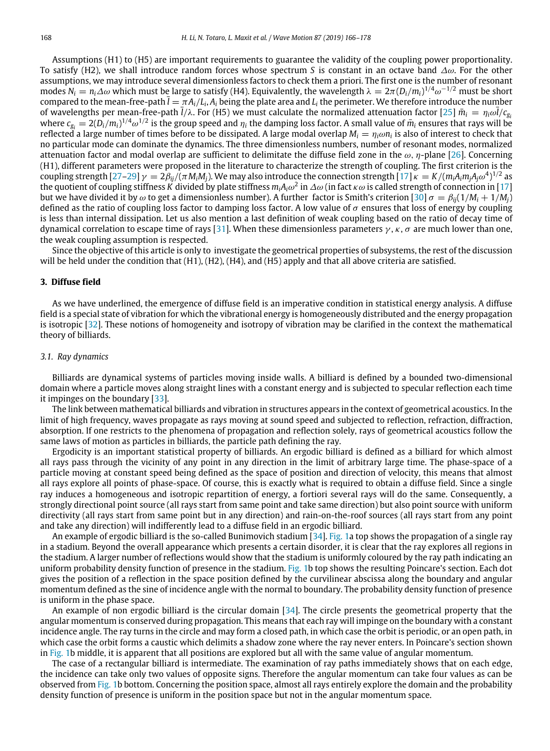Assumptions (H1) to (H5) are important requirements to guarantee the validity of the coupling power proportionality. To satisfy (H2), we shall introduce random forces whose spectrum $S$ is constant in an octave band $\Delta\omega$. For the other assumptions, we may introduce several dimensionless factors to check them a priori. The first one is the number of resonant modes $N_i = n_i \Delta\omega$ which must be large to satisfy (H4). Equivalently, the wavelength $\lambda = 2\pi(D_i/m_i)^{1/4}\omega^{-1/2}$ must be short compared to the mean-free-path $\bar{l} = \pi A_i/L_i$, $A_i$ being the plate area and $L_i$ the perimeter. We therefore introduce the number of wavelengths per mean-free-path $\bar{l}/\lambda$. For (H5) we must calculate the normalized attenuation factor [25] $\bar{m}_i = \eta_i \omega \bar{l}/c_{g_i}$ where $c_{g_i} = 2(D_i/m_i)^{1/4}\omega^{1/2}$ is the group speed and $\eta_i$ the damping loss factor. A small value of $\bar{m}_i$ ensures that rays will be reflected a large number of times before to be dissipated. A large modal overlap $M_i = \eta_i \omega n_i$ is also of interest to check that no particular mode can dominate the dynamics. The three dimensionless numbers, number of resonant modes, normalized attenuation factor and modal overlap are sufficient to delimitate the diffuse field zone in the $\omega$, $\eta$-plane [26]. Concerning (H1), different parameters were proposed in the literature to characterize the strength of coupling. The first criterion is the coupling strength [27–29] $\gamma = 2\beta_{ij}/(\pi M_i M_j)$. We may also introduce the connection strength [17] $\kappa = K/(m_i A_i m_j A_j \omega^4)^{1/2}$ as the quotient of coupling stiffness $K$ divided by plate stiffness $m_i A_i \omega^2$ in $\Delta\omega$ (in fact $\kappa\omega$ is called strength of connection in [17] but we have divided it by $\omega$ to get a dimensionless number). A further factor is Smith's criterion [30] $\sigma = \beta_{ij}(1/M_i + 1/M_j)$ defined as the ratio of coupling loss factor to damping loss factor. A low value of $\sigma$ ensures that loss of energy by coupling is less than internal dissipation. Let us also mention a last definition of weak coupling based on the ratio of decay time of dynamical correlation to escape time of rays [31]. When these dimensionless parameters $\gamma$, $\kappa$, $\sigma$ are much lower than one, the weak coupling assumption is respected.

Since the objective of this article is only to investigate the geometrical properties of subsystems, the rest of the discussion will be held under the condition that (H1), (H2), (H4), and (H5) apply and that all above criteria are satisfied.

## 3. Diffuse field

As we have underlined, the emergence of diffuse field is an imperative condition in statistical energy analysis. A diffuse field is a special state of vibration for which the vibrational energy is homogeneously distributed and the energy propagation is isotropic [32]. These notions of homogeneity and isotropy of vibration may be clarified in the context the mathematical theory of billiards.

### 3.1. Ray dynamics

Billiards are dynamical systems of particles moving inside walls. A billiard is defined by a bounded two-dimensional domain where a particle moves along straight lines with a constant energy and is subjected to specular reflection each time it impinges on the boundary [33].

The link between mathematical billiards and vibration in structures appears in the context of geometrical acoustics. In the limit of high frequency, waves propagate as rays moving at sound speed and subjected to reflection, refraction, diffraction, absorption. If one restricts to the phenomena of propagation and reflection solely, rays of geometrical acoustics follow the same laws of motion as particles in billiards, the particle path defining the ray.

Ergodicity is an important statistical property of billiards. An ergodic billiard is defined as a billiard for which almost all rays pass through the vicinity of any point in any direction in the limit of arbitrary large time. The phase-space of a particle moving at constant speed being defined as the space of position and direction of velocity, this means that almost all rays explore all points of phase-space. Of course, this is exactly what is required to obtain a diffuse field. Since a single ray induces a homogeneous and isotropic repartition of energy, a fortiori several rays will do the same. Consequently, a strongly directional point source (all rays start from same point and take same direction) but also point source with uniform directivity (all rays start from same point but in any direction) and rain-on-the-roof sources (all rays start from any point and take any direction) will indifferently lead to a diffuse field in an ergodic billiard.

An example of ergodic billiard is the so-called Bunimovich stadium [34]. Fig. 1a top shows the propagation of a single ray in a stadium. Beyond the overall appearance which presents a certain disorder, it is clear that the ray explores all regions in the stadium. A larger number of reflections would show that the stadium is uniformly coloured by the ray path indicating an uniform probability density function of presence in the stadium. Fig. 1b top shows the resulting Poincare's section. Each dot gives the position of a reflection in the space position defined by the curvilinear abscissa along the boundary and angular momentum defined as the sine of incidence angle with the normal to boundary. The probability density function of presence is uniform in the phase space.

An example of non ergodic billiard is the circular domain [34]. The circle presents the geometrical property that the angular momentum is conserved during propagation. This means that each ray will impinge on the boundary with a constant incidence angle. The ray turns in the circle and may form a closed path, in which case the orbit is periodic, or an open path, in which case the orbit forms a caustic which delimits a shadow zone where the ray never enters. In Poincare's section shown in Fig. 1b middle, it is apparent that all positions are explored but all with the same value of angular momentum.

The case of a rectangular billiard is intermediate. The examination of ray paths immediately shows that on each edge, the incidence can take only two values of opposite signs. Therefore the angular momentum can take four values as can be observed from Fig. 1b bottom. Concerning the position space, almost all rays entirely explore the domain and the probability density function of presence is uniform in the position space but not in the angular momentum space.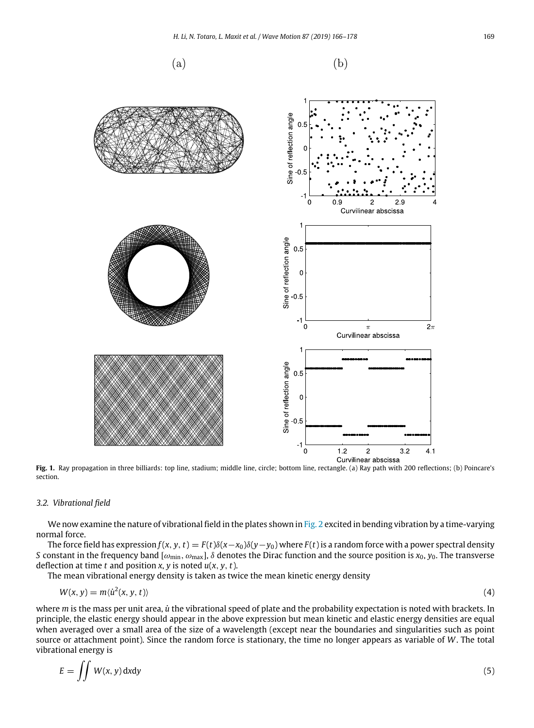Fig. 1. Ray propagation in three billiards: top line, stadium; middle line, circle; bottom line, rectangle. (a) Ray path with 200 reflections; (b) Poincare's section.

### 3.2. Vibrational field

We now examine the nature of vibrational field in the plates shown in Fig. 2 excited in bending vibration by a time-varying normal force.

The force field has expression $f(x, y, t) = F(t)\delta(x-x_0)\delta(y-y_0)$ where $F(t)$ is a random force with a power spectral density $S$ constant in the frequency band $[\omega_{\min}, \omega_{\max}]$, $\delta$ denotes the Dirac function and the source position is $x_0$, $y_0$. The transverse deflection at time $t$ and position $x$, $y$ is noted $u(x, y, t)$.

The mean vibrational energy density is taken as twice the mean kinetic energy density

$$W(x, y) = m\langle \dot{u}^2(x, y, t)\rangle \tag{4}$$

where $m$ is the mass per unit area, $\dot{u}$ the vibrational speed of plate and the probability expectation is noted with brackets. In principle, the elastic energy should appear in the above expression but mean kinetic and elastic energy densities are equal when averaged over a small area of the size of a wavelength (except near the boundaries and singularities such as point source or attachment point). Since the random force is stationary, the time no longer appears as variable of $W$. The total vibrational energy is

$$E = \iint W(x, y)\,\mathrm{d}x\mathrm{d}y \tag{5}$$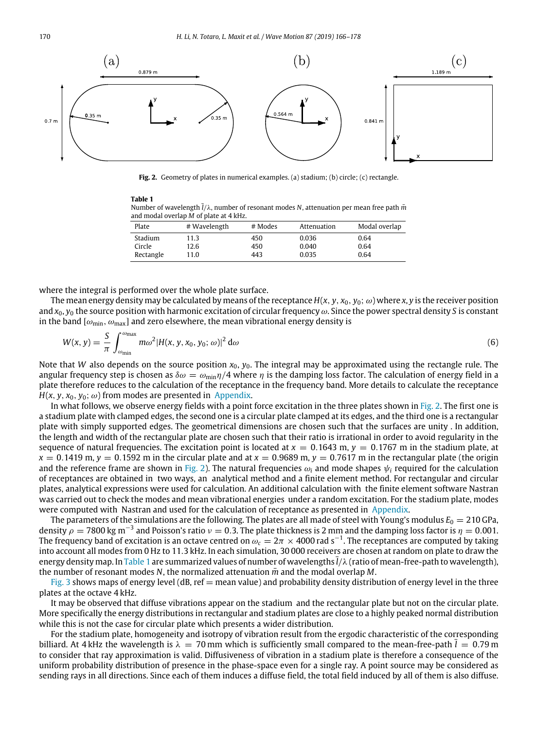**Fig. 2.** Geometry of plates in numerical examples. (a) stadium; (b) circle; (c) rectangle.

**Table 1**
Number of wavelength $\bar{l}/\lambda$, number of resonant modes $N$, attenuation per mean free path $\bar{m}$ and modal overlap $M$ of plate at 4 kHz.

| Plate | # Wavelength | # Modes | Attenuation | Modal overlap |
|---|---|---|---|---|
| Stadium | 11.3 | 450 | 0.036 | 0.64 |
| Circle | 12.6 | 450 | 0.040 | 0.64 |
| Rectangle | 11.0 | 443 | 0.035 | 0.64 |

where the integral is performed over the whole plate surface.

The mean energy density may be calculated by means of the receptance $H(x, y, x_0, y_0; \omega)$ where $x, y$ is the receiver position and $x_0, y_0$ the source position with harmonic excitation of circular frequency $\omega$. Since the power spectral density $S$ is constant in the band $[\omega_{\min}, \omega_{\max}]$ and zero elsewhere, the mean vibrational energy density is

$$W(x, y) = \frac{S}{\pi} \int_{\omega_{\min}}^{\omega_{\max}} m\omega^2 |H(x, y, x_0, y_0; \omega)|^2 \, \mathrm{d}\omega \tag{6}$$

Note that $W$ also depends on the source position $x_0, y_0$. The integral may be approximated using the rectangle rule. The angular frequency step is chosen as $\delta\omega = \omega_{\min}\eta/4$ where $\eta$ is the damping loss factor. The calculation of energy field in a plate therefore reduces to the calculation of the receptance in the frequency band. More details to calculate the receptance $H(x, y, x_0, y_0; \omega)$ from modes are presented in Appendix.

In what follows, we observe energy fields with a point force excitation in the three plates shown in Fig. 2. The first one is a stadium plate with clamped edges, the second one is a circular plate clamped at its edges, and the third one is a rectangular plate with simply supported edges. The geometrical dimensions are chosen such that the surfaces are unity . In addition, the length and width of the rectangular plate are chosen such that their ratio is irrational in order to avoid regularity in the sequence of natural frequencies. The excitation point is located at $x = 0.1643$ m, $y = 0.1767$ m in the stadium plate, at $x = 0.1419$ m, $y = 0.1592$ m in the circular plate and at $x = 0.9689$ m, $y = 0.7617$ m in the rectangular plate (the origin and the reference frame are shown in Fig. 2). The natural frequencies $\omega_i$ and mode shapes $\psi_i$ required for the calculation of receptances are obtained in two ways, an analytical method and a finite element method. For rectangular and circular plates, analytical expressions were used for calculation. An additional calculation with the finite element software Nastran was carried out to check the modes and mean vibrational energies under a random excitation. For the stadium plate, modes were computed with Nastran and used for the calculation of receptance as presented in Appendix.

The parameters of the simulations are the following. The plates are all made of steel with Young's modulus $E_0 = 210$ GPa, density $\rho = 7800\,\mathrm{kg\,m^{-3}}$ and Poisson's ratio $\nu = 0.3$. The plate thickness is 2 mm and the damping loss factor is $\eta = 0.001$. The frequency band of excitation is an octave centred on $\omega_c = 2\pi \times 4000\,\mathrm{rad\,s^{-1}}$. The receptances are computed by taking into account all modes from 0 Hz to 11.3 kHz. In each simulation, 30 000 receivers are chosen at random on plate to draw the energy density map. In Table 1 are summarized values of number of wavelengths $\bar{l}/\lambda$ (ratio of mean-free-path to wavelength), the number of resonant modes $N$, the normalized attenuation $\bar{m}$ and the modal overlap $M$.

Fig. 3 shows maps of energy level (dB, ref = mean value) and probability density distribution of energy level in the three plates at the octave 4 kHz.

It may be observed that diffuse vibrations appear on the stadium and the rectangular plate but not on the circular plate. More specifically the energy distributions in rectangular and stadium plates are close to a highly peaked normal distribution while this is not the case for circular plate which presents a wider distribution.

For the stadium plate, homogeneity and isotropy of vibration result from the ergodic characteristic of the corresponding billiard. At 4 kHz the wavelength is $\lambda = 70$ mm which is sufficiently small compared to the mean-free-path $\bar{l} = 0.79$ m to consider that ray approximation is valid. Diffusiveness of vibration in a stadium plate is therefore a consequence of the uniform probability distribution of presence in the phase-space even for a single ray. A point source may be considered as sending rays in all directions. Since each of them induces a diffuse field, the total field induced by all of them is also diffuse.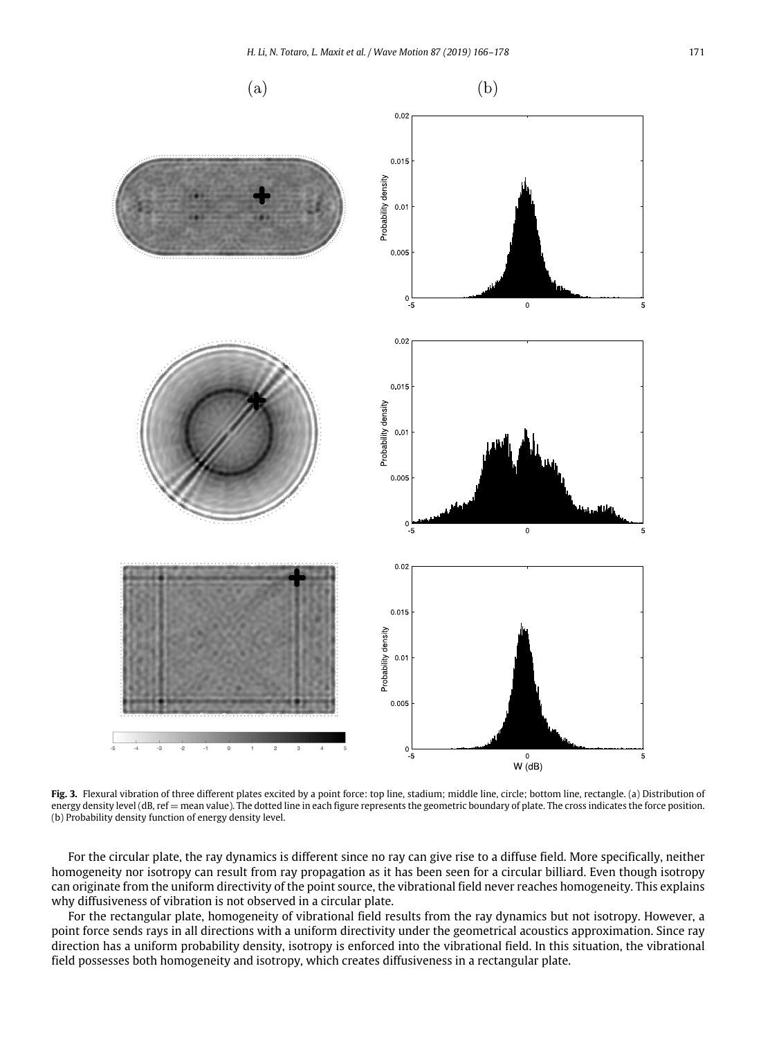**Fig. 3.** Flexural vibration of three different plates excited by a point force: top line, stadium; middle line, circle; bottom line, rectangle. (a) Distribution of energy density level (dB, ref = mean value). The dotted line in each figure represents the geometric boundary of plate. The cross indicates the force position. (b) Probability density function of energy density level.

For the circular plate, the ray dynamics is different since no ray can give rise to a diffuse field. More specifically, neither homogeneity nor isotropy can result from ray propagation as it has been seen for a circular billiard. Even though isotropy can originate from the uniform directivity of the point source, the vibrational field never reaches homogeneity. This explains why diffusiveness of vibration is not observed in a circular plate.

For the rectangular plate, homogeneity of vibrational field results from the ray dynamics but not isotropy. However, a point force sends rays in all directions with a uniform directivity under the geometrical acoustics approximation. Since ray direction has a uniform probability density, isotropy is enforced into the vibrational field. In this situation, the vibrational field possesses both homogeneity and isotropy, which creates diffusiveness in a rectangular plate.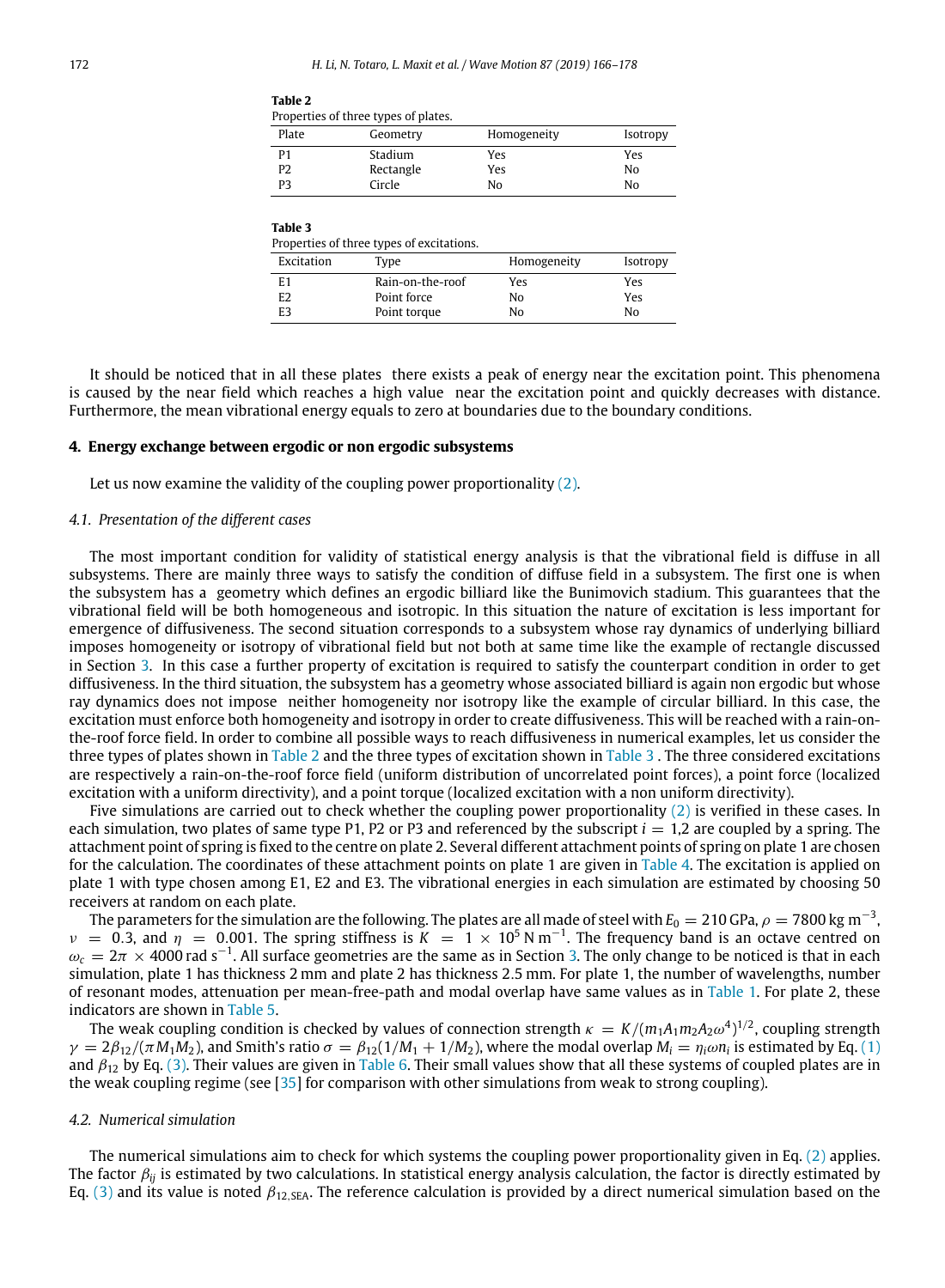**Table 2**
Properties of three types of plates.

| Plate | Geometry | Homogeneity | Isotropy |
|---|---|---|---|
| P1 | Stadium | Yes | Yes |
| P2 | Rectangle | Yes | No |
| P3 | Circle | No | No |

**Table 3**
Properties of three types of excitations.

| Excitation | Type | Homogeneity | Isotropy |
|---|---|---|---|
| E1 | Rain-on-the-roof | Yes | Yes |
| E2 | Point force | No | Yes |
| E3 | Point torque | No | No |

It should be noticed that in all these plates there exists a peak of energy near the excitation point. This phenomena is caused by the near field which reaches a high value near the excitation point and quickly decreases with distance. Furthermore, the mean vibrational energy equals to zero at boundaries due to the boundary conditions.

## 4. Energy exchange between ergodic or non ergodic subsystems

Let us now examine the validity of the coupling power proportionality (2).

### 4.1. Presentation of the different cases

The most important condition for validity of statistical energy analysis is that the vibrational field is diffuse in all subsystems. There are mainly three ways to satisfy the condition of diffuse field in a subsystem. The first one is when the subsystem has a geometry which defines an ergodic billiard like the Bunimovich stadium. This guarantees that the vibrational field will be both homogeneous and isotropic. In this situation the nature of excitation is less important for emergence of diffusiveness. The second situation corresponds to a subsystem whose ray dynamics of underlying billiard imposes homogeneity or isotropy of vibrational field but not both at same time like the example of rectangle discussed in Section 3. In this case a further property of excitation is required to satisfy the counterpart condition in order to get diffusiveness. In the third situation, the subsystem has a geometry whose associated billiard is again non ergodic but whose ray dynamics does not impose neither homogeneity nor isotropy like the example of circular billiard. In this case, the excitation must enforce both homogeneity and isotropy in order to create diffusiveness. This will be reached with a rain-on-the-roof force field. In order to combine all possible ways to reach diffusiveness in numerical examples, let us consider the three types of plates shown in Table 2 and the three types of excitation shown in Table 3 . The three considered excitations are respectively a rain-on-the-roof force field (uniform distribution of uncorrelated point forces), a point force (localized excitation with a uniform directivity), and a point torque (localized excitation with a non uniform directivity).

Five simulations are carried out to check whether the coupling power proportionality (2) is verified in these cases. In each simulation, two plates of same type P1, P2 or P3 and referenced by the subscript $i = 1{,}2$ are coupled by a spring. The attachment point of spring is fixed to the centre on plate 2. Several different attachment points of spring on plate 1 are chosen for the calculation. The coordinates of these attachment points on plate 1 are given in Table 4. The excitation is applied on plate 1 with type chosen among E1, E2 and E3. The vibrational energies in each simulation are estimated by choosing 50 receivers at random on each plate.

The parameters for the simulation are the following. The plates are all made of steel with $E_0 = 210$ GPa, $\rho = 7800$ kg m$^{-3}$, $\nu = 0.3$, and $\eta = 0.001$. The spring stiffness is $K = 1 \times 10^5$ N m$^{-1}$. The frequency band is an octave centred on $\omega_c = 2\pi \times 4000$ rad s$^{-1}$. All surface geometries are the same as in Section 3. The only change to be noticed is that in each simulation, plate 1 has thickness 2 mm and plate 2 has thickness 2.5 mm. For plate 1, the number of wavelengths, number of resonant modes, attenuation per mean-free-path and modal overlap have same values as in Table 1. For plate 2, these indicators are shown in Table 5.

The weak coupling condition is checked by values of connection strength $\kappa = K/(m_1A_1m_2A_2\omega^4)^{1/2}$, coupling strength $\gamma = 2\beta_{12}/(\pi M_1M_2)$, and Smith's ratio $\sigma = \beta_{12}(1/M_1 + 1/M_2)$, where the modal overlap $M_i = \eta_i\omega n_i$ is estimated by Eq. (1) and $\beta_{12}$ by Eq. (3). Their values are given in Table 6. Their small values show that all these systems of coupled plates are in the weak coupling regime (see [35] for comparison with other simulations from weak to strong coupling).

### 4.2. Numerical simulation

The numerical simulations aim to check for which systems the coupling power proportionality given in Eq. (2) applies. The factor $\beta_{ij}$ is estimated by two calculations. In statistical energy analysis calculation, the factor is directly estimated by Eq. (3) and its value is noted $\beta_{12,\text{SEA}}$. The reference calculation is provided by a direct numerical simulation based on the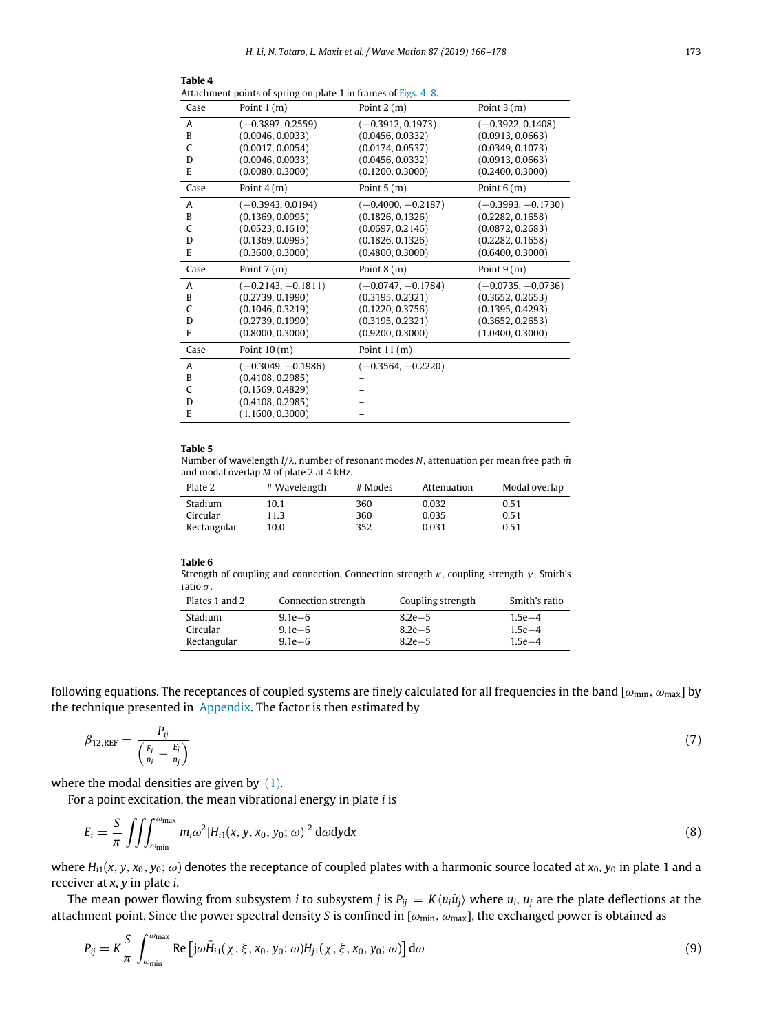**Table 4**
Attachment points of spring on plate 1 in frames of Figs. 4–8.

| Case | Point 1 (m) | Point 2 (m) | Point 3 (m) |
|---|---|---|---|
| A | (−0.3897, 0.2559) | (−0.3912, 0.1973) | (−0.3922, 0.1408) |
| B | (0.0046, 0.0033) | (0.0456, 0.0332) | (0.0913, 0.0663) |
| C | (0.0017, 0.0054) | (0.0174, 0.0537) | (0.0349, 0.1073) |
| D | (0.0046, 0.0033) | (0.0456, 0.0332) | (0.0913, 0.0663) |
| E | (0.0080, 0.3000) | (0.1200, 0.3000) | (0.2400, 0.3000) |
| Case | Point 4 (m) | Point 5 (m) | Point 6 (m) |
| A | (−0.3943, 0.0194) | (−0.4000, −0.2187) | (−0.3993, −0.1730) |
| B | (0.1369, 0.0995) | (0.1826, 0.1326) | (0.2282, 0.1658) |
| C | (0.0523, 0.1610) | (0.0697, 0.2146) | (0.0872, 0.2683) |
| D | (0.1369, 0.0995) | (0.1826, 0.1326) | (0.2282, 0.1658) |
| E | (0.3600, 0.3000) | (0.4800, 0.3000) | (0.6400, 0.3000) |
| Case | Point 7 (m) | Point 8 (m) | Point 9 (m) |
| A | (−0.2143, −0.1811) | (−0.0747, −0.1784) | (−0.0735, −0.0736) |
| B | (0.2739, 0.1990) | (0.3195, 0.2321) | (0.3652, 0.2653) |
| C | (0.1046, 0.3219) | (0.1220, 0.3756) | (0.1395, 0.4293) |
| D | (0.2739, 0.1990) | (0.3195, 0.2321) | (0.3652, 0.2653) |
| E | (0.8000, 0.3000) | (0.9200, 0.3000) | (1.0400, 0.3000) |
| Case | Point 10 (m) | Point 11 (m) | |
| A | (−0.3049, −0.1986) | (−0.3564, −0.2220) | |
| B | (0.4108, 0.2985) | – | |
| C | (0.1569, 0.4829) | – | |
| D | (0.4108, 0.2985) | – | |
| E | (1.1600, 0.3000) | – | |

**Table 5**
Number of wavelength $\bar{l}/\lambda$, number of resonant modes $N$, attenuation per mean free path $\bar{m}$ and modal overlap $M$ of plate 2 at 4 kHz.

| Plate 2 | # Wavelength | # Modes | Attenuation | Modal overlap |
|---|---|---|---|---|
| Stadium | 10.1 | 360 | 0.032 | 0.51 |
| Circular | 11.3 | 360 | 0.035 | 0.51 |
| Rectangular | 10.0 | 352 | 0.031 | 0.51 |

**Table 6**
Strength of coupling and connection. Connection strength $\kappa$, coupling strength $\gamma$, Smith's ratio $\sigma$.

| Plates 1 and 2 | Connection strength | Coupling strength | Smith's ratio |
|---|---|---|---|
| Stadium | 9.1e−6 | 8.2e−5 | 1.5e−4 |
| Circular | 9.1e−6 | 8.2e−5 | 1.5e−4 |
| Rectangular | 9.1e−6 | 8.2e−5 | 1.5e−4 |

following equations. The receptances of coupled systems are finely calculated for all frequencies in the band $[\omega_{\min}, \omega_{\max}]$ by the technique presented in Appendix. The factor is then estimated by

$$\beta_{12,\mathrm{REF}} = \frac{P_{ij}}{\left(\frac{E_i}{n_i} - \frac{E_j}{n_j}\right)} \tag{7}$$

where the modal densities are given by (1).

For a point excitation, the mean vibrational energy in plate $i$ is

$$E_i = \frac{S}{\pi} \iiint_{\omega_{\min}}^{\omega_{\max}} m_i \omega^2 |H_{i1}(x, y, x_0, y_0; \omega)|^2 \,\mathrm{d}\omega \mathrm{d}y \mathrm{d}x \tag{8}$$

where $H_{i1}(x, y, x_0, y_0; \omega)$ denotes the receptance of coupled plates with a harmonic source located at $x_0, y_0$ in plate 1 and a receiver at $x, y$ in plate $i$.

The mean power flowing from subsystem $i$ to subsystem $j$ is $P_{ij} = K\langle u_i \dot{u}_j \rangle$ where $u_i$, $u_j$ are the plate deflections at the attachment point. Since the power spectral density $S$ is confined in $[\omega_{\min}, \omega_{\max}]$, the exchanged power is obtained as

$$P_{ij} = K \frac{S}{\pi} \int_{\omega_{\min}}^{\omega_{\max}} \mathrm{Re}\left[ \mathrm{j}\omega \bar{H}_{i1}(\chi, \xi, x_0, y_0; \omega) H_{j1}(\chi, \xi, x_0, y_0; \omega) \right] \mathrm{d}\omega \tag{9}$$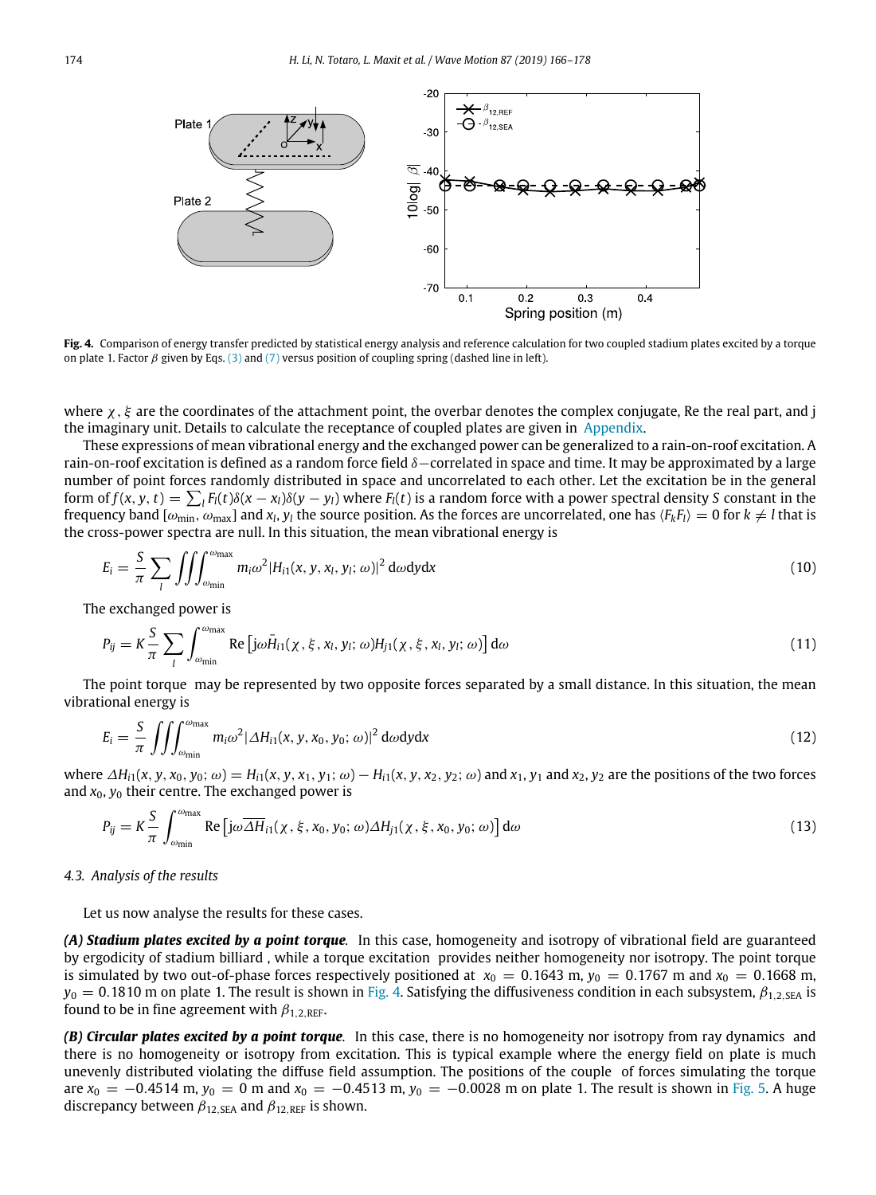**Fig. 4.** Comparison of energy transfer predicted by statistical energy analysis and reference calculation for two coupled stadium plates excited by a torque on plate 1. Factor $\beta$ given by Eqs. (3) and (7) versus position of coupling spring (dashed line in left).

where $\chi$, $\xi$ are the coordinates of the attachment point, the overbar denotes the complex conjugate, Re the real part, and j the imaginary unit. Details to calculate the receptance of coupled plates are given in Appendix.

These expressions of mean vibrational energy and the exchanged power can be generalized to a rain-on-roof excitation. A rain-on-roof excitation is defined as a random force field $\delta-$correlated in space and time. It may be approximated by a large number of point forces randomly distributed in space and uncorrelated to each other. Let the excitation be in the general form of $f(x, y, t) = \sum_l F_l(t)\delta(x - x_l)\delta(y - y_l)$ where $F_l(t)$ is a random force with a power spectral density $S$ constant in the frequency band $[\omega_{\min}, \omega_{\max}]$ and $x_l, y_l$ the source position. As the forces are uncorrelated, one has $\langle F_k F_l \rangle = 0$ for $k \neq l$ that is the cross-power spectra are null. In this situation, the mean vibrational energy is

$$E_i = \frac{S}{\pi} \sum_l \iiint_{\omega_{\min}}^{\omega_{\max}} m_i \omega^2 |H_{i1}(x, y, x_l, y_l; \omega)|^2 \, \mathrm{d}\omega \mathrm{d}y \mathrm{d}x \tag{10}$$

The exchanged power is

$$P_{ij} = K \frac{S}{\pi} \sum_l \int_{\omega_{\min}}^{\omega_{\max}} \mathrm{Re}\left[ \mathrm{j}\omega \bar{H}_{i1}(\chi, \xi, x_l, y_l; \omega) H_{j1}(\chi, \xi, x_l, y_l; \omega) \right] \mathrm{d}\omega \tag{11}$$

The point torque may be represented by two opposite forces separated by a small distance. In this situation, the mean vibrational energy is

$$E_i = \frac{S}{\pi} \iiint_{\omega_{\min}}^{\omega_{\max}} m_i \omega^2 |\Delta H_{i1}(x, y, x_0, y_0; \omega)|^2 \, \mathrm{d}\omega \mathrm{d}y \mathrm{d}x \tag{12}$$

where $\Delta H_{i1}(x, y, x_0, y_0; \omega) = H_{i1}(x, y, x_1, y_1; \omega) - H_{i1}(x, y, x_2, y_2; \omega)$ and $x_1, y_1$ and $x_2, y_2$ are the positions of the two forces and $x_0, y_0$ their centre. The exchanged power is

$$P_{ij} = K \frac{S}{\pi} \int_{\omega_{\min}}^{\omega_{\max}} \mathrm{Re}\left[ \mathrm{j}\omega \overline{\Delta H}_{i1}(\chi, \xi, x_0, y_0; \omega) \Delta H_{j1}(\chi, \xi, x_0, y_0; \omega) \right] \mathrm{d}\omega \tag{13}$$

### 4.3. Analysis of the results

Let us now analyse the results for these cases.

***(A) Stadium plates excited by a point torque.*** In this case, homogeneity and isotropy of vibrational field are guaranteed by ergodicity of stadium billiard , while a torque excitation provides neither homogeneity nor isotropy. The point torque is simulated by two out-of-phase forces respectively positioned at $x_0 = 0.1643$ m, $y_0 = 0.1767$ m and $x_0 = 0.1668$ m, $y_0 = 0.1810$ m on plate 1. The result is shown in Fig. 4. Satisfying the diffusiveness condition in each subsystem, $\beta_{1,2,\mathrm{SEA}}$ is found to be in fine agreement with $\beta_{1,2,\mathrm{REF}}$.

***(B) Circular plates excited by a point torque.*** In this case, there is no homogeneity nor isotropy from ray dynamics and there is no homogeneity or isotropy from excitation. This is typical example where the energy field on plate is much unevenly distributed violating the diffuse field assumption. The positions of the couple of forces simulating the torque are $x_0 = -0.4514$ m, $y_0 = 0$ m and $x_0 = -0.4513$ m, $y_0 = -0.0028$ m on plate 1. The result is shown in Fig. 5. A huge discrepancy between $\beta_{12,\mathrm{SEA}}$ and $\beta_{12,\mathrm{REF}}$ is shown.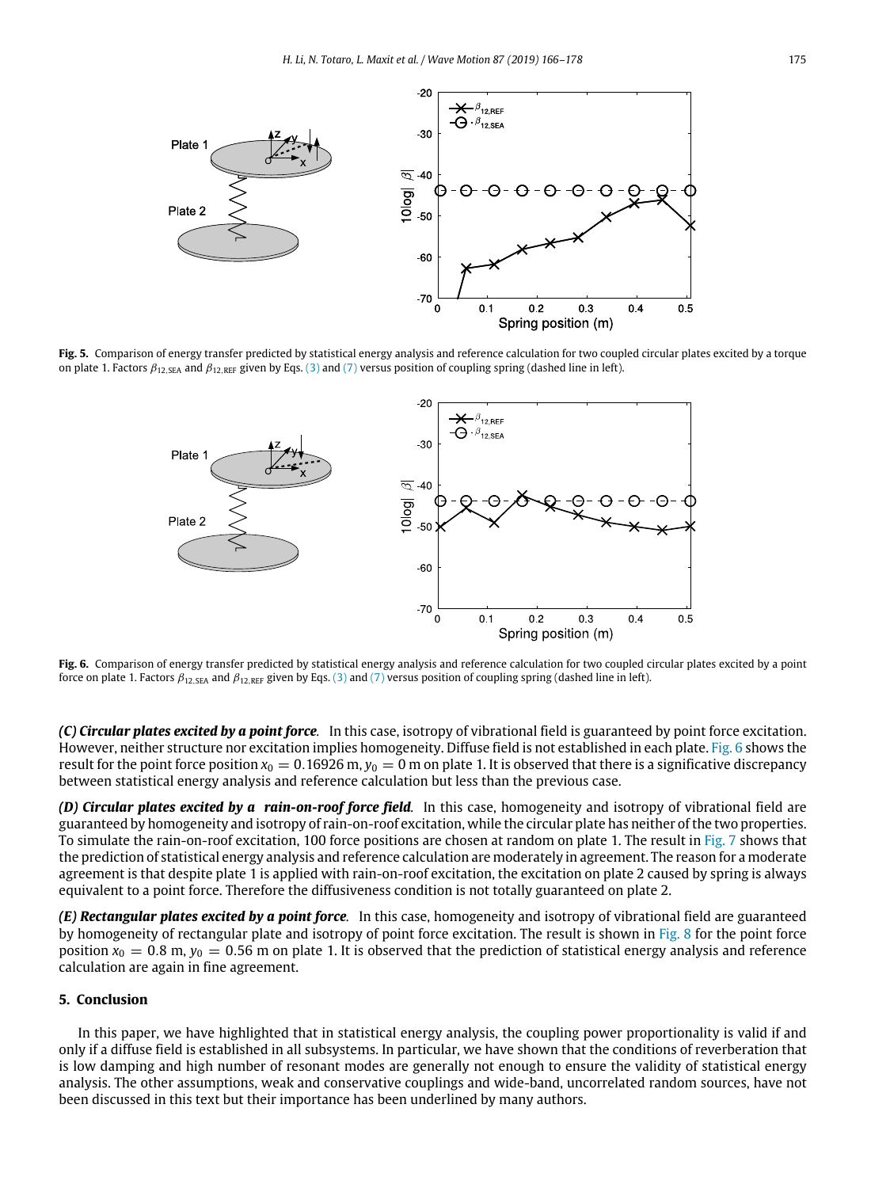**Fig. 5.** Comparison of energy transfer predicted by statistical energy analysis and reference calculation for two coupled circular plates excited by a torque on plate 1. Factors $\beta_{12,\mathrm{SEA}}$ and $\beta_{12,\mathrm{REF}}$ given by Eqs. (3) and (7) versus position of coupling spring (dashed line in left).

**Fig. 6.** Comparison of energy transfer predicted by statistical energy analysis and reference calculation for two coupled circular plates excited by a point force on plate 1. Factors $\beta_{12,\mathrm{SEA}}$ and $\beta_{12,\mathrm{REF}}$ given by Eqs. (3) and (7) versus position of coupling spring (dashed line in left).

***(C) Circular plates excited by a point force.*** In this case, isotropy of vibrational field is guaranteed by point force excitation. However, neither structure nor excitation implies homogeneity. Diffuse field is not established in each plate. Fig. 6 shows the result for the point force position $x_0 = 0.16926$ m, $y_0 = 0$ m on plate 1. It is observed that there is a significative discrepancy between statistical energy analysis and reference calculation but less than the previous case.

***(D) Circular plates excited by a rain-on-roof force field.*** In this case, homogeneity and isotropy of vibrational field are guaranteed by homogeneity of rectangular plate and isotropy of rain-on-roof excitation, while the circular plate has neither of the two properties. To simulate the rain-on-roof excitation, 100 force positions are chosen at random on plate 1. The result in Fig. 7 shows that the prediction of statistical energy analysis and reference calculation are moderately in agreement. The reason for a moderate agreement is that despite plate 1 is applied with rain-on-roof excitation, the excitation on plate 2 caused by spring is always equivalent to a point force. Therefore the diffusiveness condition is not totally guaranteed on plate 2.

***(E) Rectangular plates excited by a point force.*** In this case, homogeneity and isotropy of vibrational field are guaranteed by homogeneity of rectangular plate and isotropy of point force excitation. The result is shown in Fig. 8 for the point force position $x_0 = 0.8$ m, $y_0 = 0.56$ m on plate 1. It is observed that the prediction of statistical energy analysis and reference calculation are again in fine agreement.

## 5. Conclusion

In this paper, we have highlighted that in statistical energy analysis, the coupling power proportionality is valid if and only if a diffuse field is established in all subsystems. In particular, we have shown that the conditions of reverberation that is low damping and high number of resonant modes are generally not enough to ensure the validity of statistical energy analysis. The other assumptions, weak and conservative couplings and wide-band, uncorrelated random sources, have not been discussed in this text but their importance has been underlined by many authors.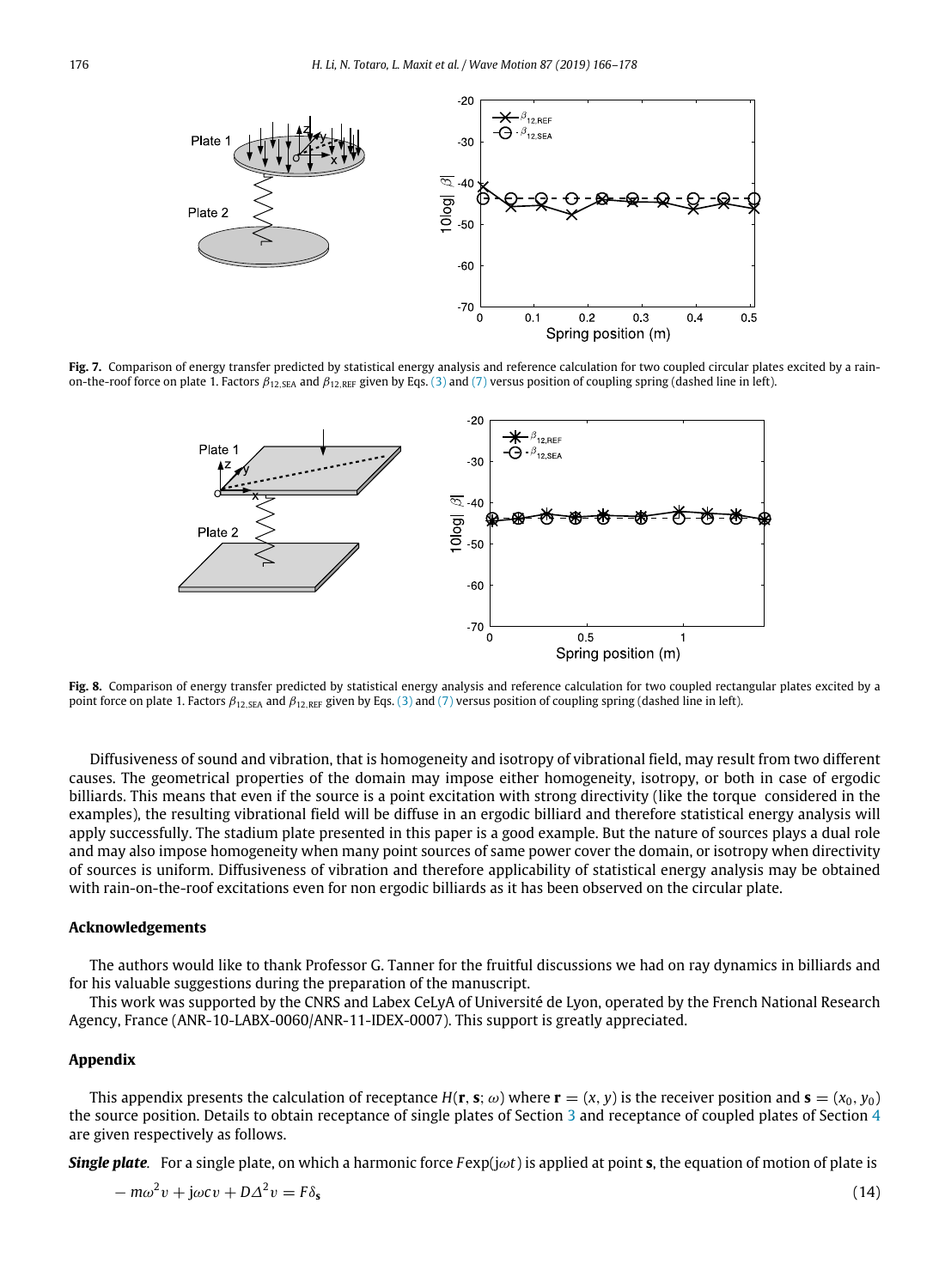**Fig. 7.** Comparison of energy transfer predicted by statistical energy analysis and reference calculation for two coupled circular plates excited by a rain-on-the-roof force on plate 1. Factors $\beta_{12,\text{SEA}}$ and $\beta_{12,\text{REF}}$ given by Eqs. (3) and (7) versus position of coupling spring (dashed line in left).

**Fig. 8.** Comparison of energy transfer predicted by statistical energy analysis and reference calculation for two coupled rectangular plates excited by a point force on plate 1. Factors $\beta_{12,\text{SEA}}$ and $\beta_{12,\text{REF}}$ given by Eqs. (3) and (7) versus position of coupling spring (dashed line in left).

Diffusiveness of sound and vibration, that is homogeneity and isotropy of vibrational field, may result from two different causes. The geometrical properties of the domain may impose either homogeneity, isotropy, or both in case of ergodic billiards. This means that even if the source is a point excitation with strong directivity (like the torque considered in the examples), the resulting vibrational field will be diffuse in an ergodic billiard and therefore statistical energy analysis will apply successfully. The stadium plate presented in this paper is a good example. But the nature of sources plays a dual role and may also impose homogeneity when many point sources of same power cover the domain, or isotropy when directivity of sources is uniform. Diffusiveness of vibration and therefore applicability of statistical energy analysis may be obtained with rain-on-the-roof excitations even for non ergodic billiards as it has been observed on the circular plate.

## Acknowledgements

The authors would like to thank Professor G. Tanner for the fruitful discussions we had on ray dynamics in billiards and for his valuable suggestions during the preparation of the manuscript.

This work was supported by the CNRS and Labex CeLyA of Université de Lyon, operated by the French National Research Agency, France (ANR-10-LABX-0060/ANR-11-IDEX-0007). This support is greatly appreciated.

## Appendix

This appendix presents the calculation of receptance $H(\mathbf{r}, \mathbf{s}; \omega)$ where $\mathbf{r} = (x, y)$ is the receiver position and $\mathbf{s} = (x_0, y_0)$ the source position. Details to obtain receptance of single plates of Section 3 and receptance of coupled plates of Section 4 are given respectively as follows.

***Single plate.*** For a single plate, on which a harmonic force $F\exp(\mathrm{j}\omega t)$ is applied at point $\mathbf{s}$, the equation of motion of plate is

$$-m\omega^2 v + \mathrm{j}\omega c v + D\Delta^2 v = F\delta_{\mathbf{s}} \tag{14}$$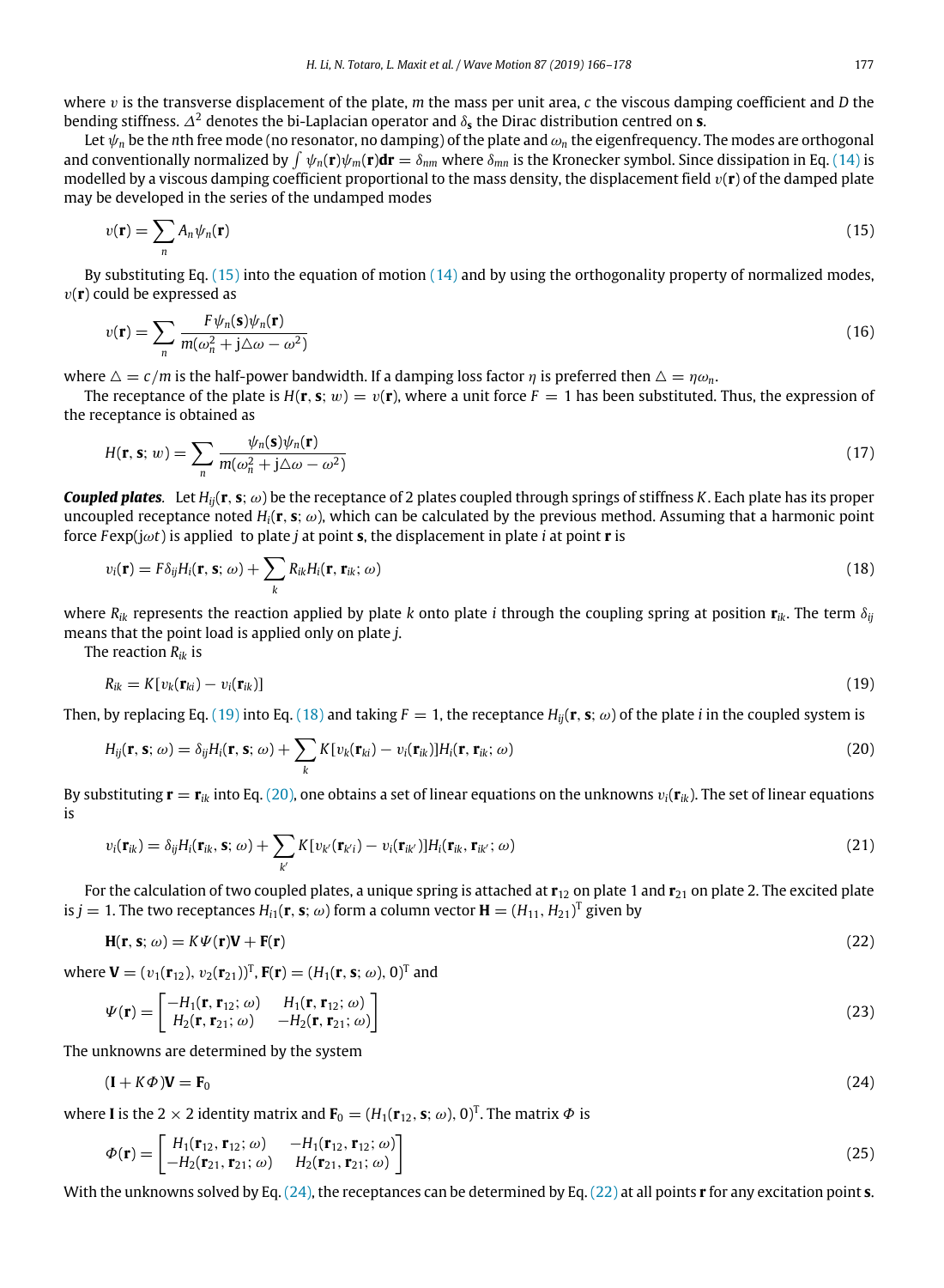where $v$ is the transverse displacement of the plate, $m$ the mass per unit area, $c$ the viscous damping coefficient and $D$ the bending stiffness. $\Delta^2$ denotes the bi-Laplacian operator and $\delta_{\mathbf{s}}$ the Dirac distribution centred on $\mathbf{s}$.

Let $\psi_n$ be the $n$th free mode (no resonator, no damping) of the plate and $\omega_n$ the eigenfrequency. The modes are orthogonal and conventionally normalized by $\int \psi_n(\mathbf{r})\psi_m(\mathbf{r})\mathbf{dr} = \delta_{nm}$ where $\delta_{mn}$ is the Kronecker symbol. Since dissipation in Eq. (14) is modelled by a viscous damping coefficient proportional to the mass density, the displacement field $v(\mathbf{r})$ of the damped plate may be developed in the series of the undamped modes

$$v(\mathbf{r}) = \sum_n A_n \psi_n(\mathbf{r}) \tag{15}$$

By substituting Eq. (15) into the equation of motion (14) and by using the orthogonality property of normalized modes, $v(\mathbf{r})$ could be expressed as

$$v(\mathbf{r}) = \sum_n \frac{F\psi_n(\mathbf{s})\psi_n(\mathbf{r})}{m(\omega_n^2 + \mathrm{j}\triangle\omega - \omega^2)} \tag{16}$$

where $\triangle = c/m$ is the half-power bandwidth. If a damping loss factor $\eta$ is preferred then $\triangle = \eta\omega_n$.

The receptance of the plate is $H(\mathbf{r}, \mathbf{s}; w) = v(\mathbf{r})$, where a unit force $F = 1$ has been substituted. Thus, the expression of the receptance is obtained as

$$H(\mathbf{r}, \mathbf{s}; w) = \sum_n \frac{\psi_n(\mathbf{s})\psi_n(\mathbf{r})}{m(\omega_n^2 + \mathrm{j}\triangle\omega - \omega^2)} \tag{17}$$

***Coupled plates.*** Let $H_{ij}(\mathbf{r}, \mathbf{s}; \omega)$ be the receptance of 2 plates coupled through springs of stiffness $K$. Each plate has its proper uncoupled receptance noted $H_i(\mathbf{r}, \mathbf{s}; \omega)$, which can be calculated by the previous method. Assuming that a harmonic point force $F\exp(\mathrm{j}\omega t)$ is applied to plate $j$ at point $\mathbf{s}$, the displacement in plate $i$ at point $\mathbf{r}$ is

$$v_i(\mathbf{r}) = F\delta_{ij}H_i(\mathbf{r}, \mathbf{s}; \omega) + \sum_k R_{ik}H_i(\mathbf{r}, \mathbf{r}_{ik}; \omega) \tag{18}$$

where $R_{ik}$ represents the reaction applied by plate $k$ onto plate $i$ through the coupling spring at position $\mathbf{r}_{ik}$. The term $\delta_{ij}$ means that the point load is applied only on plate $j$.

The reaction $R_{ik}$ is

$$R_{ik} = K[v_k(\mathbf{r}_{ki}) - v_i(\mathbf{r}_{ik})] \tag{19}$$

Then, by replacing Eq. (19) into Eq. (18) and taking $F = 1$, the receptance $H_{ij}(\mathbf{r}, \mathbf{s}; \omega)$ of the plate $i$ in the coupled system is

$$H_{ij}(\mathbf{r}, \mathbf{s}; \omega) = \delta_{ij}H_i(\mathbf{r}, \mathbf{s}; \omega) + \sum_k K[v_k(\mathbf{r}_{ki}) - v_i(\mathbf{r}_{ik})]H_i(\mathbf{r}, \mathbf{r}_{ik}; \omega) \tag{20}$$

By substituting $\mathbf{r} = \mathbf{r}_{ik}$ into Eq. (20), one obtains a set of linear equations on the unknowns $v_i(\mathbf{r}_{ik})$. The set of linear equations is

$$v_i(\mathbf{r}_{ik}) = \delta_{ij}H_i(\mathbf{r}_{ik}, \mathbf{s}; \omega) + \sum_{k'} K[v_{k'}(\mathbf{r}_{k'i}) - v_i(\mathbf{r}_{ik'})]H_i(\mathbf{r}_{ik}, \mathbf{r}_{ik'}; \omega) \tag{21}$$

For the calculation of two coupled plates, a unique spring is attached at $\mathbf{r}_{12}$ on plate 1 and $\mathbf{r}_{21}$ on plate 2. The excited plate is $j = 1$. The two receptances $H_{i1}(\mathbf{r}, \mathbf{s}; \omega)$ form a column vector $\mathbf{H} = (H_{11}, H_{21})^{\mathrm{T}}$ given by

$$\mathbf{H}(\mathbf{r}, \mathbf{s}; \omega) = K\Psi(\mathbf{r})\mathbf{V} + \mathbf{F}(\mathbf{r}) \tag{22}$$

where $\mathbf{V} = (v_1(\mathbf{r}_{12}), v_2(\mathbf{r}_{21}))^{\mathrm{T}}$, $\mathbf{F}(\mathbf{r}) = (H_1(\mathbf{r}, \mathbf{s}; \omega), 0)^{\mathrm{T}}$ and

$$\Psi(\mathbf{r}) = \begin{bmatrix} -H_1(\mathbf{r}, \mathbf{r}_{12}; \omega) & H_1(\mathbf{r}, \mathbf{r}_{12}; \omega) \\ H_2(\mathbf{r}, \mathbf{r}_{21}; \omega) & -H_2(\mathbf{r}, \mathbf{r}_{21}; \omega) \end{bmatrix} \tag{23}$$

The unknowns are determined by the system

$$(\mathbf{I} + K\Phi)\mathbf{V} = \mathbf{F}_0 \tag{24}$$

where $\mathbf{I}$ is the $2 \times 2$ identity matrix and $\mathbf{F}_0 = (H_1(\mathbf{r}_{12}, \mathbf{s}; \omega), 0)^{\mathrm{T}}$. The matrix $\Phi$ is

$$\Phi(\mathbf{r}) = \begin{bmatrix} H_1(\mathbf{r}_{12}, \mathbf{r}_{12}; \omega) & -H_1(\mathbf{r}_{12}, \mathbf{r}_{12}; \omega) \\ -H_2(\mathbf{r}_{21}, \mathbf{r}_{21}; \omega) & H_2(\mathbf{r}_{21}, \mathbf{r}_{21}; \omega) \end{bmatrix} \tag{25}$$

With the unknowns solved by Eq. (24), the receptances can be determined by Eq. (22) at all points $\mathbf{r}$ for any excitation point $\mathbf{s}$.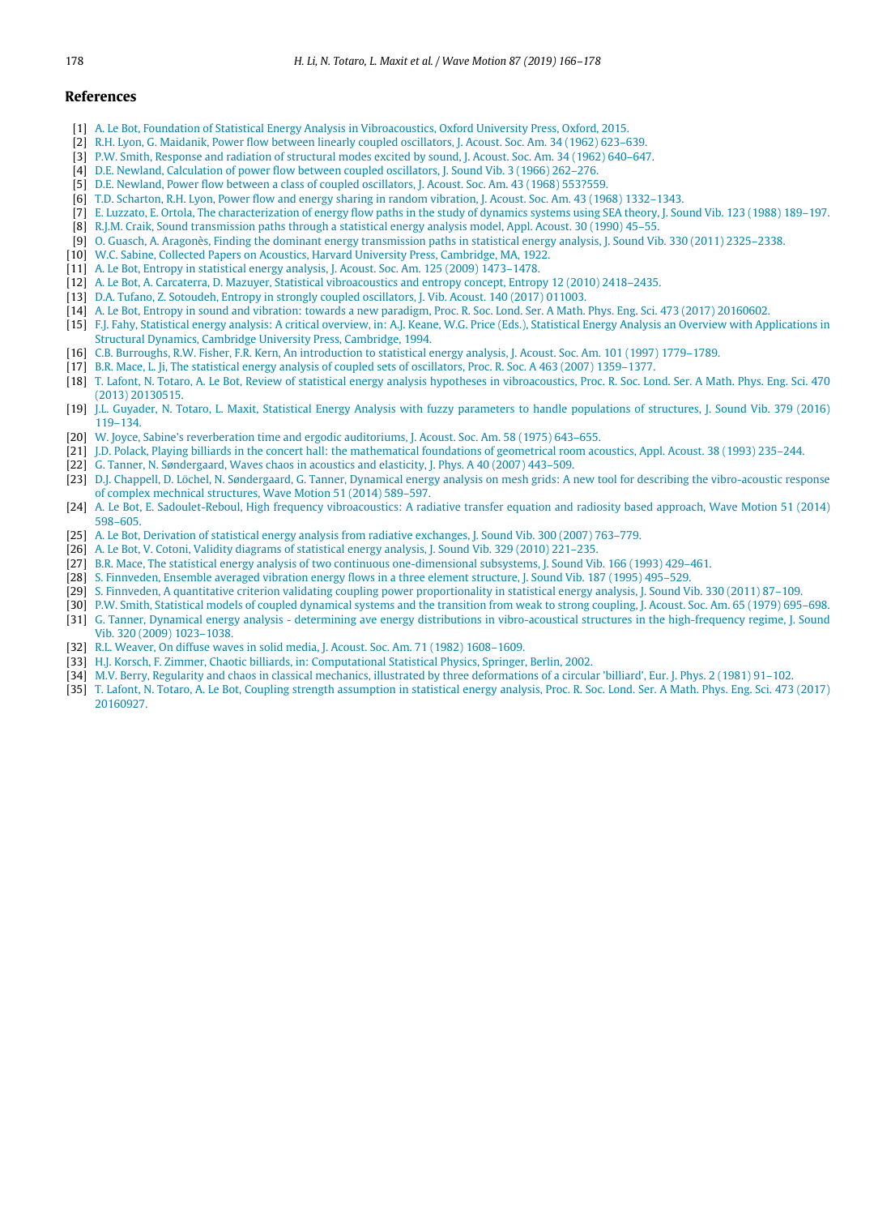## References

[1] A. Le Bot, Foundation of Statistical Energy Analysis in Vibroacoustics, Oxford University Press, Oxford, 2015.
[2] R.H. Lyon, G. Maidanik, Power flow between linearly coupled oscillators, J. Acoust. Soc. Am. 34 (1962) 623–639.
[3] P.W. Smith, Response and radiation of structural modes excited by sound, J. Acoust. Soc. Am. 34 (1962) 640–647.
[4] D.E. Newland, Calculation of power flow between coupled oscillators, J. Sound Vib. 3 (1966) 262–276.
[5] D.E. Newland, Power flow between a class of coupled oscillators, J. Acoust. Soc. Am. 43 (1968) 553?559.
[6] T.D. Scharton, R.H. Lyon, Power flow and energy sharing in random vibration, J. Acoust. Soc. Am. 43 (1968) 1332–1343.
[7] E. Luzzato, E. Ortola, The characterization of energy flow paths in the study of dynamics systems using SEA theory, J. Sound Vib. 123 (1988) 189–197.
[8] R.J.M. Craik, Sound transmission paths through a statistical energy analysis model, Appl. Acoust. 30 (1990) 45–55.
[9] O. Guasch, A. Aragonès, Finding the dominant energy transmission paths in statistical energy analysis, J. Sound Vib. 330 (2011) 2325–2338.
[10] W.C. Sabine, Collected Papers on Acoustics, Harvard University Press, Cambridge, MA, 1922.
[11] A. Le Bot, Entropy in statistical energy analysis, J. Acoust. Soc. Am. 125 (2009) 1473–1478.
[12] A. Le Bot, A. Carcaterra, D. Mazuyer, Statistical vibroacoustics and entropy concept, Entropy 12 (2010) 2418–2435.
[13] D.A. Tufano, Z. Sotoudeh, Entropy in strongly coupled oscillators, J. Vib. Acoust. 140 (2017) 011003.
[14] A. Le Bot, Entropy in sound and vibration: towards a new paradigm, Proc. R. Soc. Lond. Ser. A Math. Phys. Eng. Sci. 473 (2017) 20160602.
[15] F.J. Fahy, Statistical energy analysis: A critical overview, in: A.J. Keane, W.G. Price (Eds.), Statistical Energy Analysis an Overview with Applications in Structural Dynamics, Cambridge University Press, Cambridge, 1994.
[16] C.B. Burroughs, R.W. Fisher, F.R. Kern, An introduction to statistical energy analysis, J. Acoust. Soc. Am. 101 (1997) 1779–1789.
[17] B.R. Mace, L. Ji, The statistical energy analysis of coupled sets of oscillators, Proc. R. Soc. A 463 (2007) 1359–1377.
[18] T. Lafont, N. Totaro, A. Le Bot, Review of statistical energy analysis hypotheses in vibroacoustics, Proc. R. Soc. Lond. Ser. A Math. Phys. Eng. Sci. 470 (2013) 20130515.
[19] J.L. Guyader, N. Totaro, L. Maxit, Statistical Energy Analysis with fuzzy parameters to handle populations of structures, J. Sound Vib. 379 (2016) 119–134.
[20] W. Joyce, Sabine's reverberation time and ergodic auditoriums, J. Acoust. Soc. Am. 58 (1975) 643–655.
[21] J.D. Polack, Playing billiards in the concert hall: the mathematical foundations of geometrical room acoustics, Appl. Acoust. 38 (1993) 235–244.
[22] G. Tanner, N. Søndergaard, Waves chaos in acoustics and elasticity, J. Phys. A 40 (2007) 443–509.
[23] D.J. Chappell, D. Löchel, N. Søndergaard, G. Tanner, Dynamical energy analysis on mesh grids: A new tool for describing the vibro-acoustic response of complex mechnical structures, Wave Motion 51 (2014) 589–597.
[24] A. Le Bot, E. Sadoulet-Reboul, High frequency vibroacoustics: A radiative transfer equation and radiosity based approach, Wave Motion 51 (2014) 598–605.
[25] A. Le Bot, Derivation of statistical energy analysis from radiative exchanges, J. Sound Vib. 300 (2007) 763–779.
[26] A. Le Bot, V. Cotoni, Validity diagrams of statistical energy analysis, J. Sound Vib. 329 (2010) 221–235.
[27] B.R. Mace, The statistical energy analysis of two continuous one-dimensional subsystems, J. Sound Vib. 166 (1993) 429–461.
[28] S. Finnveden, Ensemble averaged vibration energy flows in a three element structure, J. Sound Vib. 187 (1995) 495–529.
[29] S. Finnveden, A quantitative criterion validating coupling power proportionality in statistical energy analysis, J. Sound Vib. 330 (2011) 87–109.
[30] P.W. Smith, Statistical models of coupled dynamical systems and the transition from weak to strong coupling, J. Acoust. Soc. Am. 65 (1979) 695–698.
[31] G. Tanner, Dynamical energy analysis - determining ave energy distributions in vibro-acoustical structures in the high-frequency regime, J. Sound Vib. 320 (2009) 1023–1038.
[32] R.L. Weaver, On diffuse waves in solid media, J. Acoust. Soc. Am. 71 (1982) 1608–1609.
[33] H.J. Korsch, F. Zimmer, Chaotic billiards, in: Computational Statistical Physics, Springer, Berlin, 2002.
[34] M.V. Berry, Regularity and chaos in classical mechanics, illustrated by three deformations of a circular 'billiard', Eur. J. Phys. 2 (1981) 91–102.
[35] T. Lafont, N. Totaro, A. Le Bot, Coupling strength assumption in statistical energy analysis, Proc. R. Soc. Lond. Ser. A Math. Phys. Eng. Sci. 473 (2017) 20160927.